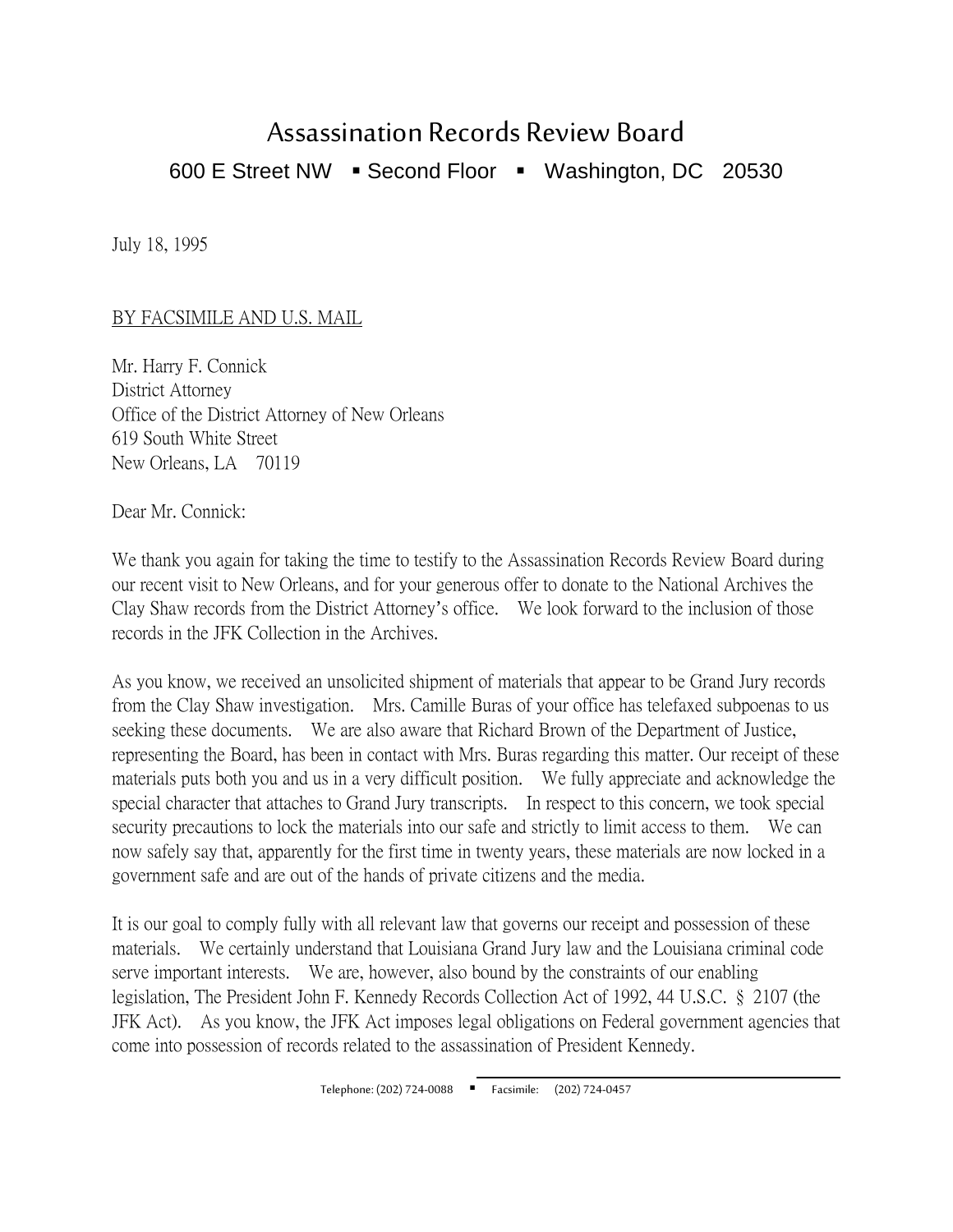# Assassination Records Review Board

600 E Street NW ▪ Second Floor ▪ Washington, DC 20530

July 18, 1995

BY FACSIMILE AND U.S. MAIL

Mr. Harry F. Connick
District Attorney
Office of the District Attorney of New Orleans
619 South White Street
New Orleans, LA 70119

Dear Mr. Connick:

We thank you again for taking the time to testify to the Assassination Records Review Board during our recent visit to New Orleans, and for your generous offer to donate to the National Archives the Clay Shaw records from the District Attorney's office. We look forward to the inclusion of those records in the JFK Collection in the Archives.

As you know, we received an unsolicited shipment of materials that appear to be Grand Jury records from the Clay Shaw investigation. Mrs. Camille Buras of your office has telefaxed subpoenas to us seeking these documents. We are also aware that Richard Brown of the Department of Justice, representing the Board, has been in contact with Mrs. Buras regarding this matter. Our receipt of these materials puts both you and us in a very difficult position. We fully appreciate and acknowledge the special character that attaches to Grand Jury transcripts. In respect to this concern, we took special security precautions to lock the materials into our safe and strictly to limit access to them. We can now safely say that, apparently for the first time in twenty years, these materials are now locked in a government safe and are out of the hands of private citizens and the media.

It is our goal to comply fully with all relevant law that governs our receipt and possession of these materials. We certainly understand that Louisiana Grand Jury law and the Louisiana criminal code serve important interests. We are, however, also bound by the constraints of our enabling legislation, The President John F. Kennedy Records Collection Act of 1992, 44 U.S.C. § 2107 (the JFK Act). As you know, the JFK Act imposes legal obligations on Federal government agencies that come into possession of records related to the assassination of President Kennedy.

Telephone: (202) 724-0088 ▪ Facsimile: (202) 724-0457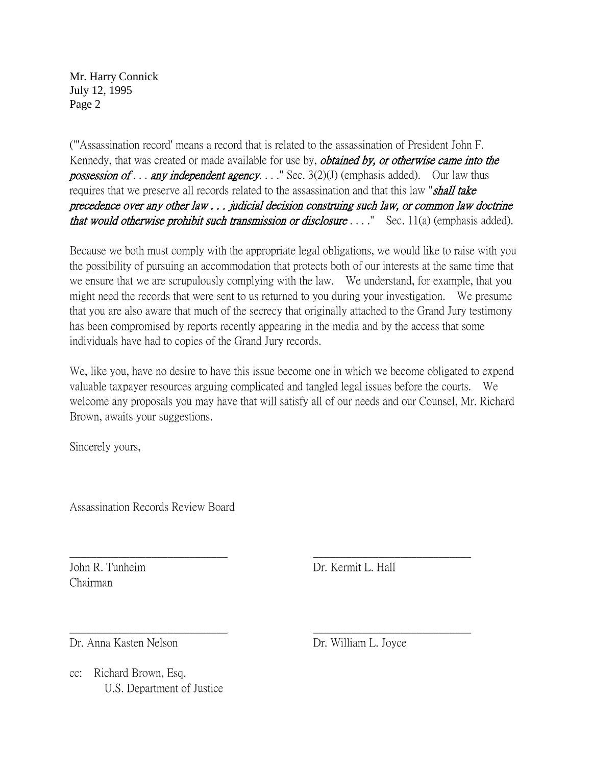("'Assassination record' means a record that is related to the assassination of President John F. Kennedy, that was created or made available for use by, ***obtained by, or otherwise came into the possession of*** . . . ***any independent agency***. . . ." Sec. 3(2)(J) (emphasis added). Our law thus requires that we preserve all records related to the assassination and that this law "***shall take precedence over any other law . . . judicial decision construing such law, or common law doctrine that would otherwise prohibit such transmission or disclosure*** . . . ." Sec. 11(a) (emphasis added).

Because we both must comply with the appropriate legal obligations, we would like to raise with you the possibility of pursuing an accommodation that protects both of our interests at the same time that we ensure that we are scrupulously complying with the law. We understand, for example, that you might need the records that were sent to us returned to you during your investigation. We presume that you are also aware that much of the secrecy that originally attached to the Grand Jury testimony has been compromised by reports recently appearing in the media and by the access that some individuals have had to copies of the Grand Jury records.

We, like you, have no desire to have this issue become one in which we become obligated to expend valuable taxpayer resources arguing complicated and tangled legal issues before the courts. We welcome any proposals you may have that will satisfy all of our needs and our Counsel, Mr. Richard Brown, awaits your suggestions.

Sincerely yours,

Assassination Records Review Board

\_\_\_\_\_\_\_\_\_\_\_\_\_\_\_\_\_\_\_\_\_\_\_\_\_\_\_\_\_\_
John R. Tunheim
Chairman

\_\_\_\_\_\_\_\_\_\_\_\_\_\_\_\_\_\_\_\_\_\_\_\_\_\_\_\_\_\_
Dr. Kermit L. Hall

\_\_\_\_\_\_\_\_\_\_\_\_\_\_\_\_\_\_\_\_\_\_\_\_\_\_\_\_\_\_
Dr. Anna Kasten Nelson

\_\_\_\_\_\_\_\_\_\_\_\_\_\_\_\_\_\_\_\_\_\_\_\_\_\_\_\_\_\_
Dr. William L. Joyce

cc: Richard Brown, Esq.
U.S. Department of Justice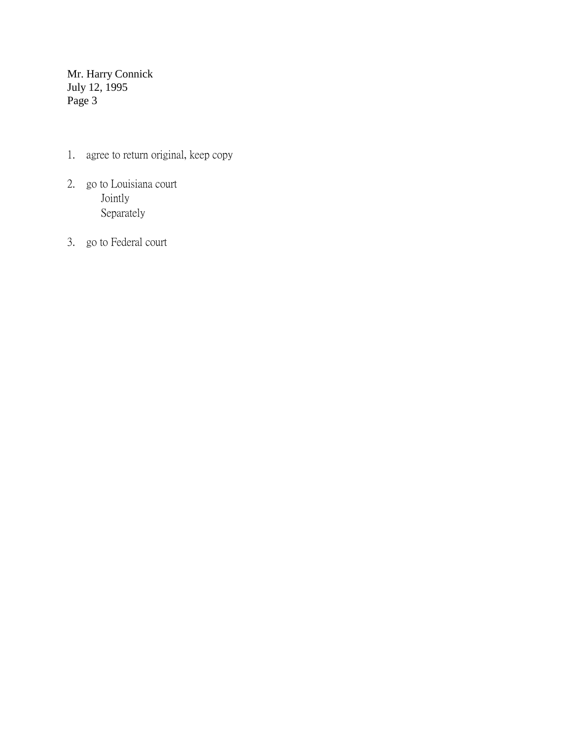1. agree to return original, keep copy

2. go to Louisiana court
   - Jointly
   - Separately

3. go to Federal court